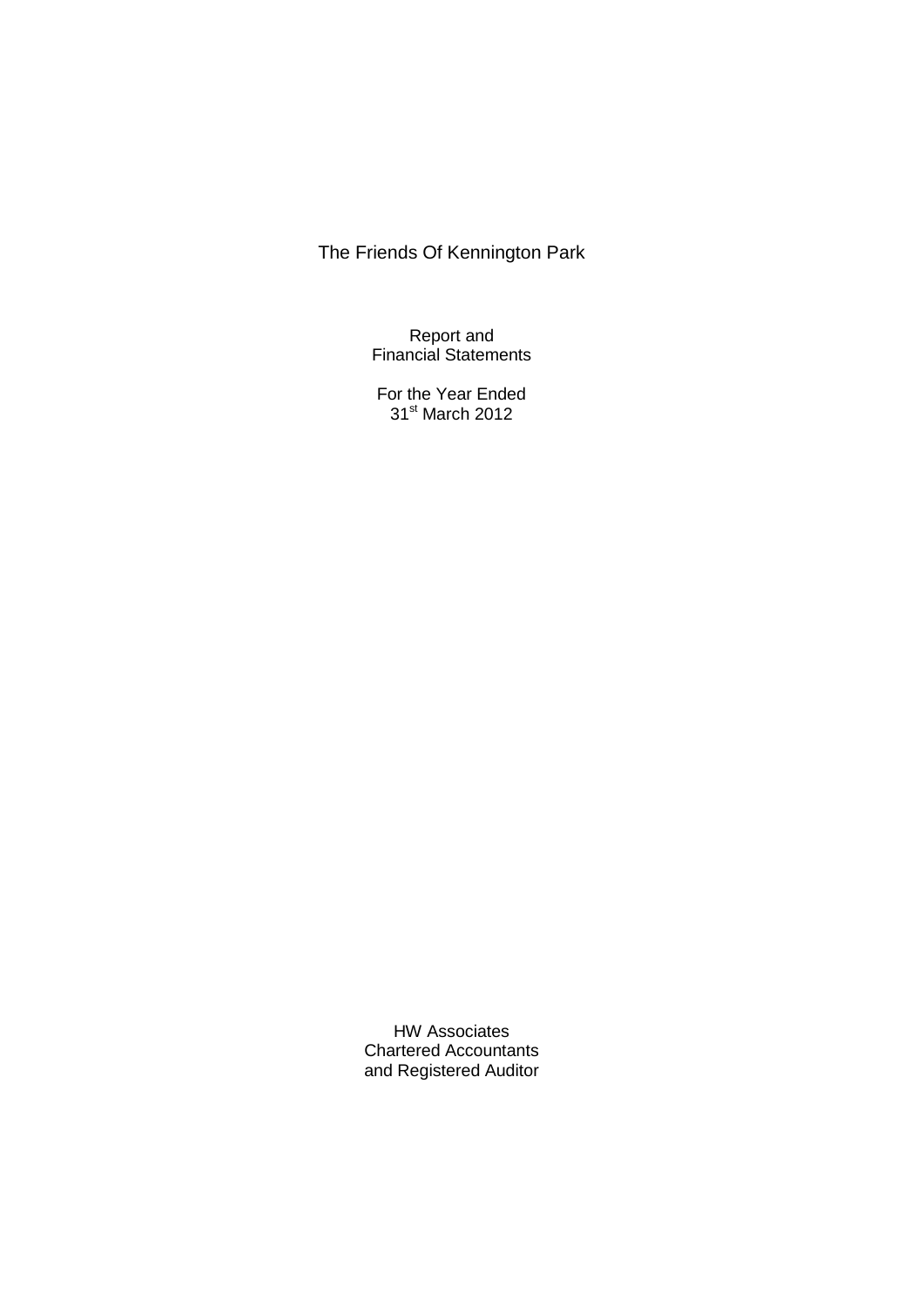# The Friends Of Kennington Park

Report and
Financial Statements

For the Year Ended
31[st] March 2012

HW Associates
Chartered Accountants
and Registered Auditor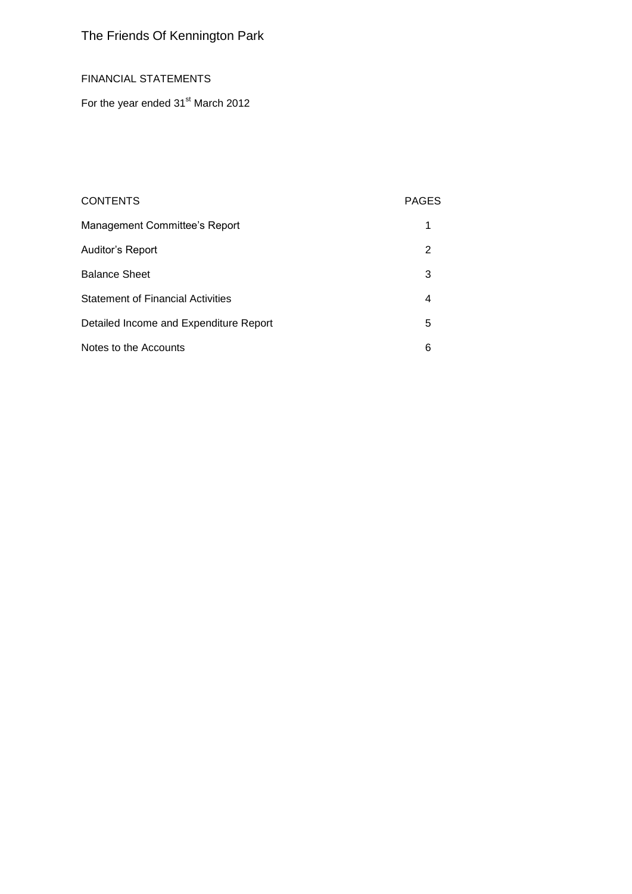# The Friends Of Kennington Park

FINANCIAL STATEMENTS

For the year ended 31st March 2012

| CONTENTS | PAGES |
|---|---|
| Management Committee's Report | 1 |
| Auditor's Report | 2 |
| Balance Sheet | 3 |
| Statement of Financial Activities | 4 |
| Detailed Income and Expenditure Report | 5 |
| Notes to the Accounts | 6 |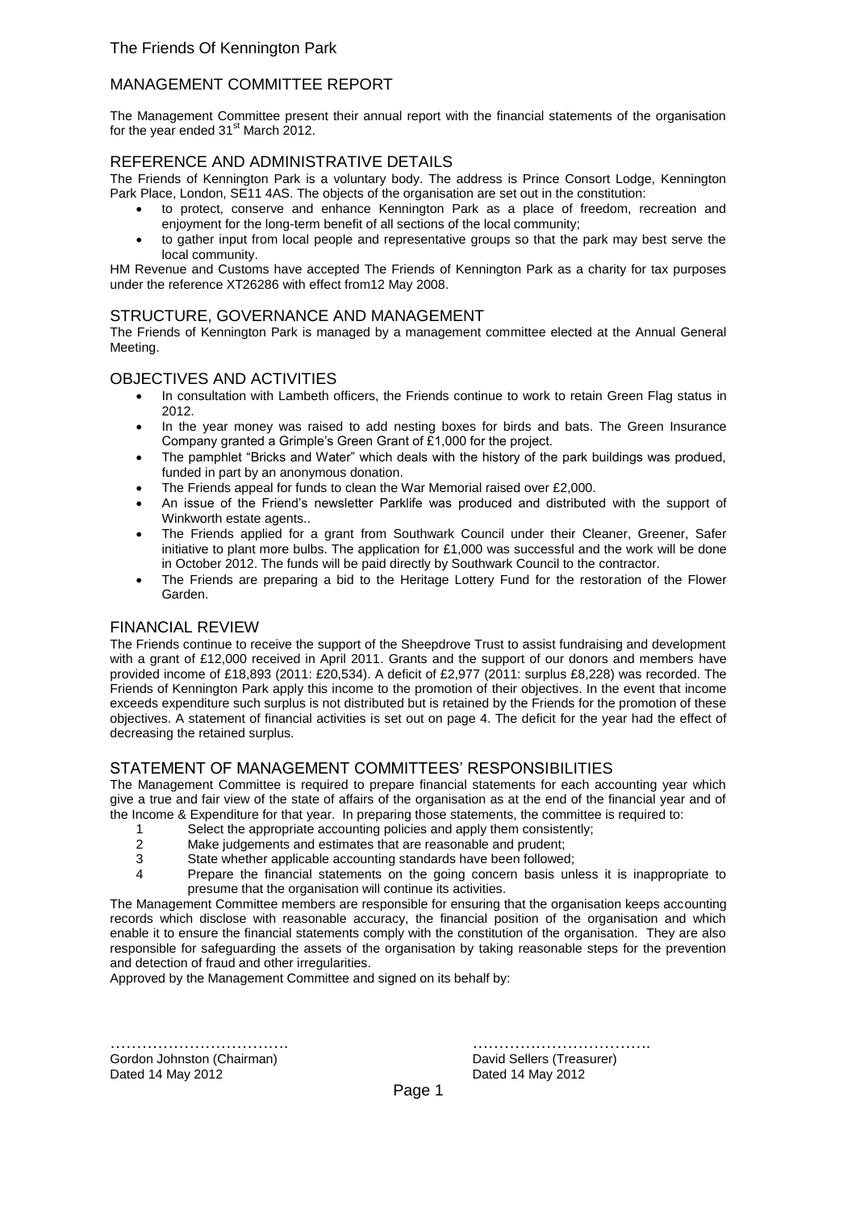The Friends Of Kennington Park

# MANAGEMENT COMMITTEE REPORT

The Management Committee present their annual report with the financial statements of the organisation for the year ended 31st March 2012.

## REFERENCE AND ADMINISTRATIVE DETAILS

The Friends of Kennington Park is a voluntary body. The address is Prince Consort Lodge, Kennington Park Place, London, SE11 4AS. The objects of the organisation are set out in the constitution:

- to protect, conserve and enhance Kennington Park as a place of freedom, recreation and enjoyment for the long-term benefit of all sections of the local community;
- to gather input from local people and representative groups so that the park may best serve the local community.

HM Revenue and Customs have accepted The Friends of Kennington Park as a charity for tax purposes under the reference XT26286 with effect from12 May 2008.

## STRUCTURE, GOVERNANCE AND MANAGEMENT

The Friends of Kennington Park is managed by a management committee elected at the Annual General Meeting.

## OBJECTIVES AND ACTIVITIES

- In consultation with Lambeth officers, the Friends continue to work to retain Green Flag status in 2012.
- In the year money was raised to add nesting boxes for birds and bats. The Green Insurance Company granted a Grimple's Green Grant of £1,000 for the project.
- The pamphlet "Bricks and Water" which deals with the history of the park buildings was produed, funded in part by an anonymous donation.
- The Friends appeal for funds to clean the War Memorial raised over £2,000.
- An issue of the Friend's newsletter Parklife was produced and distributed with the support of Winkworth estate agents..
- The Friends applied for a grant from Southwark Council under their Cleaner, Greener, Safer initiative to plant more bulbs. The application for £1,000 was successful and the work will be done in October 2012. The funds will be paid directly by Southwark Council to the contractor.
- The Friends are preparing a bid to the Heritage Lottery Fund for the restoration of the Flower Garden.

## FINANCIAL REVIEW

The Friends continue to receive the support of the Sheepdrove Trust to assist fundraising and development with a grant of £12,000 received in April 2011. Grants and the support of our donors and members have provided income of £18,893 (2011: £20,534). A deficit of £2,977 (2011: surplus £8,228) was recorded. The Friends of Kennington Park apply this income to the promotion of their objectives. In the event that income exceeds expenditure such surplus is not distributed but is retained by the Friends for the promotion of these objectives. A statement of financial activities is set out on page 4. The deficit for the year had the effect of decreasing the retained surplus.

## STATEMENT OF MANAGEMENT COMMITTEES' RESPONSIBILITIES

The Management Committee is required to prepare financial statements for each accounting year which give a true and fair view of the state of affairs of the organisation as at the end of the financial year and of the Income & Expenditure for that year. In preparing those statements, the committee is required to:

1. Select the appropriate accounting policies and apply them consistently;
2. Make judgements and estimates that are reasonable and prudent;
3. State whether applicable accounting standards have been followed;
4. Prepare the financial statements on the going concern basis unless it is inappropriate to presume that the organisation will continue its activities.

The Management Committee members are responsible for ensuring that the organisation keeps accounting records which disclose with reasonable accuracy, the financial position of the organisation and which enable it to ensure the financial statements comply with the constitution of the organisation. They are also responsible for safeguarding the assets of the organisation by taking reasonable steps for the prevention and detection of fraud and other irregularities.

Approved by the Management Committee and signed on its behalf by:

| ……………………………. | ……………………………. |
|---|---|
| Gordon Johnston (Chairman) | David Sellers (Treasurer) |
| Dated 14 May 2012 | Dated 14 May 2012 |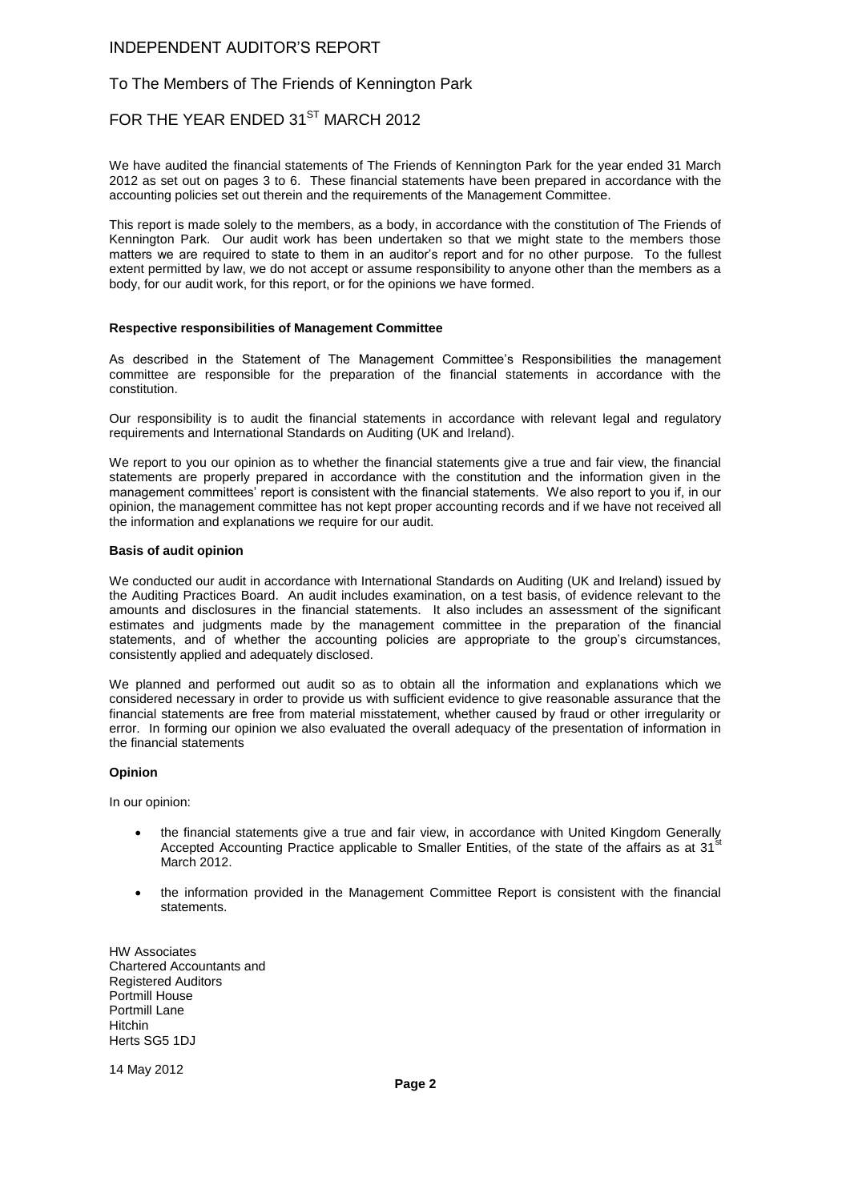# INDEPENDENT AUDITOR'S REPORT

## To The Members of The Friends of Kennington Park

## FOR THE YEAR ENDED 31ST MARCH 2012

We have audited the financial statements of The Friends of Kennington Park for the year ended 31 March 2012 as set out on pages 3 to 6. These financial statements have been prepared in accordance with the accounting policies set out therein and the requirements of the Management Committee.

This report is made solely to the members, as a body, in accordance with the constitution of The Friends of Kennington Park. Our audit work has been undertaken so that we might state to the members those matters we are required to state to them in an auditor's report and for no other purpose. To the fullest extent permitted by law, we do not accept or assume responsibility to anyone other than the members as a body, for our audit work, for this report, or for the opinions we have formed.

**Respective responsibilities of Management Committee**

As described in the Statement of The Management Committee's Responsibilities the management committee are responsible for the preparation of the financial statements in accordance with the constitution.

Our responsibility is to audit the financial statements in accordance with relevant legal and regulatory requirements and International Standards on Auditing (UK and Ireland).

We report to you our opinion as to whether the financial statements give a true and fair view, the financial statements are properly prepared in accordance with the constitution and the information given in the management committees' report is consistent with the financial statements. We also report to you if, in our opinion, the management committee has not kept proper accounting records and if we have not received all the information and explanations we require for our audit.

**Basis of audit opinion**

We conducted our audit in accordance with International Standards on Auditing (UK and Ireland) issued by the Auditing Practices Board. An audit includes examination, on a test basis, of evidence relevant to the amounts and disclosures in the financial statements. It also includes an assessment of the significant estimates and judgments made by the management committee in the preparation of the financial statements, and of whether the accounting policies are appropriate to the group's circumstances, consistently applied and adequately disclosed.

We planned and performed out audit so as to obtain all the information and explanations which we considered necessary in order to provide us with sufficient evidence to give reasonable assurance that the financial statements are free from material misstatement, whether caused by fraud or other irregularity or error. In forming our opinion we also evaluated the overall adequacy of the presentation of information in the financial statements

**Opinion**

In our opinion:

- the financial statements give a true and fair view, in accordance with United Kingdom Generally Accepted Accounting Practice applicable to Smaller Entities, of the state of the affairs as at 31st March 2012.
- the information provided in the Management Committee Report is consistent with the financial statements.

HW Associates
Chartered Accountants and
Registered Auditors
Portmill House
Portmill Lane
Hitchin
Herts SG5 1DJ

14 May 2012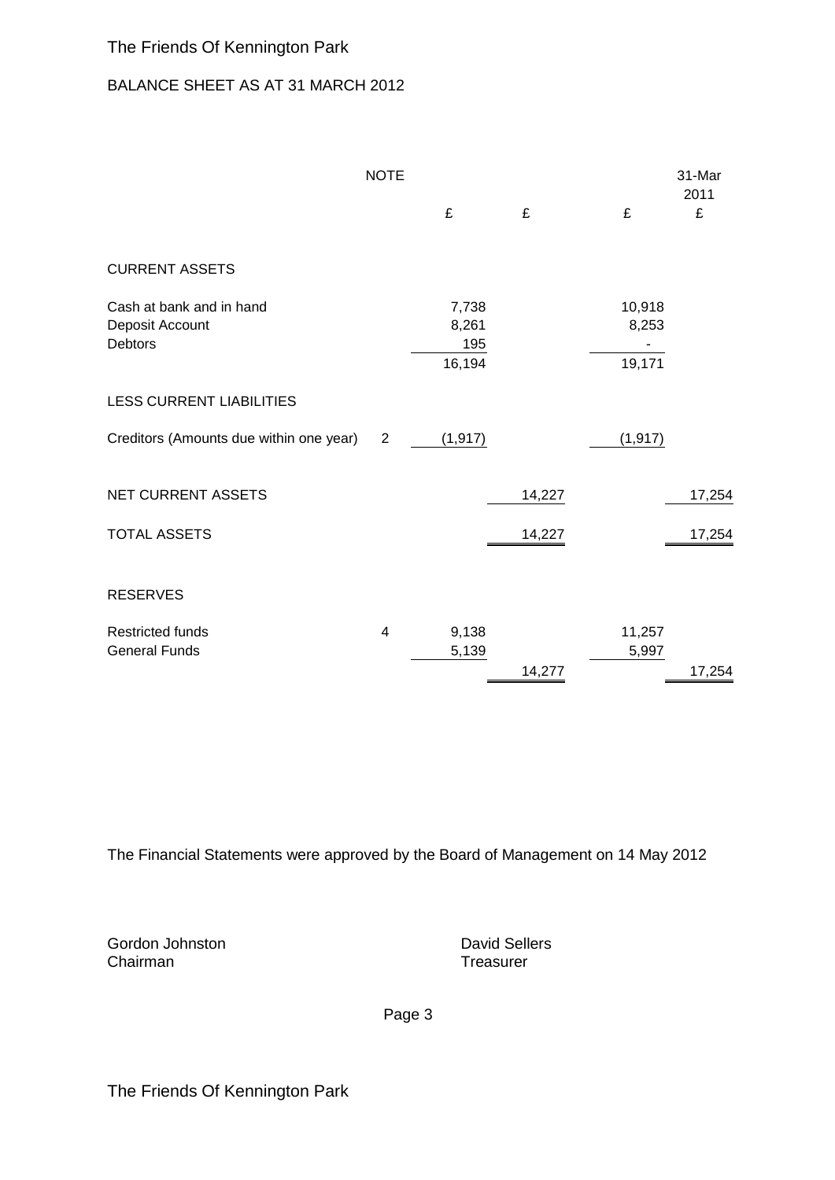The Friends Of Kennington Park

## BALANCE SHEET AS AT 31 MARCH 2012

| | NOTE | | | | 31-Mar 2011 |
|---|---|---|---|---|---|
| | | £ | £ | £ | £ |
| **CURRENT ASSETS** | | | | | |
| Cash at bank and in hand | | 7,738 | | 10,918 | |
| Deposit Account | | 8,261 | | 8,253 | |
| Debtors | | 195 | | - | |
| | | 16,194 | | 19,171 | |
| **LESS CURRENT LIABILITIES** | | | | | |
| Creditors (Amounts due within one year) | 2 | (1,917) | | (1,917) | |
| NET CURRENT ASSETS | | | 14,227 | | 17,254 |
| TOTAL ASSETS | | | 14,227 | | 17,254 |
| **RESERVES** | | | | | |
| Restricted funds | 4 | 9,138 | | 11,257 | |
| General Funds | | 5,139 | | 5,997 | |
| | | | 14,277 | | 17,254 |

The Financial Statements were approved by the Board of Management on 14 May 2012

Gordon Johnston
Chairman

David Sellers
Treasurer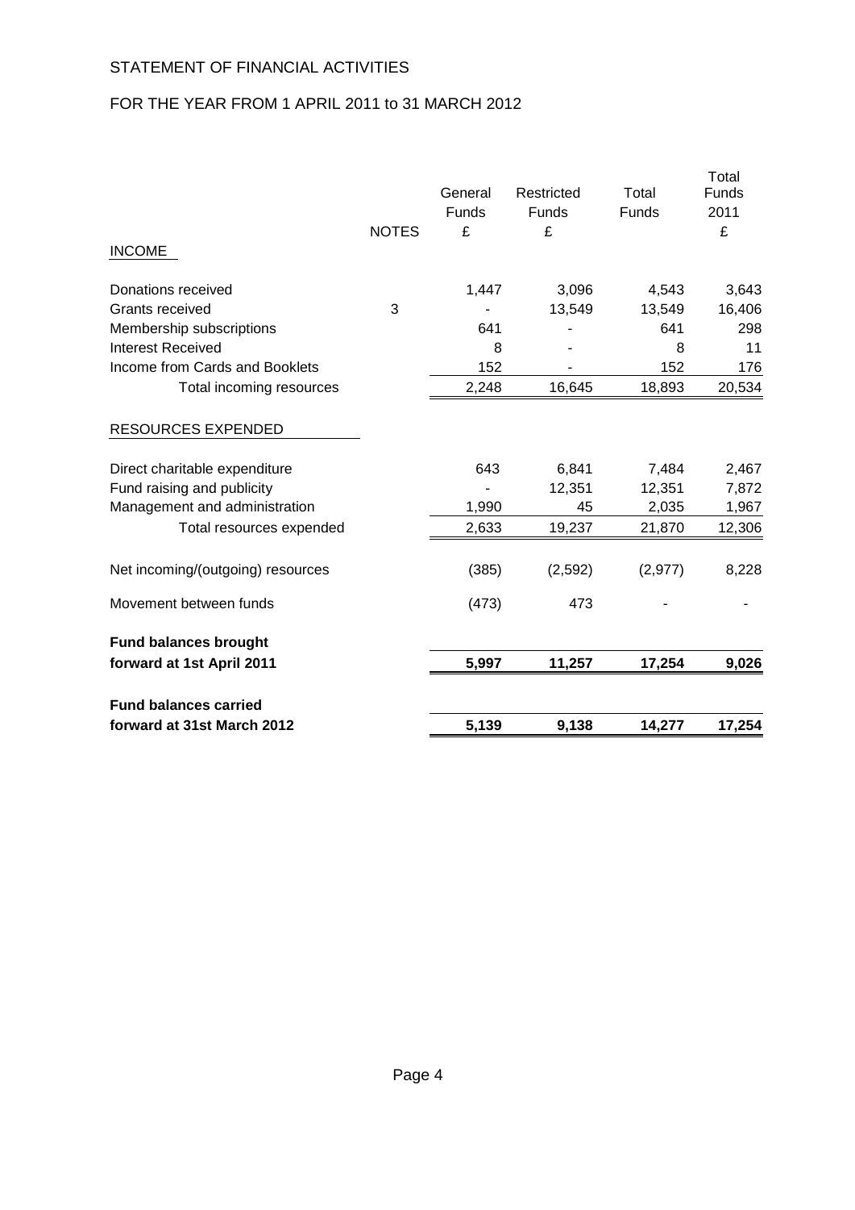STATEMENT OF FINANCIAL ACTIVITIES

FOR THE YEAR FROM 1 APRIL 2011 to 31 MARCH 2012

| | NOTES | General Funds £ | Restricted Funds £ | Total Funds | Total Funds 2011 £ |
|---|---|---|---|---|---|
| INCOME | | | | | |
| Donations received | | 1,447 | 3,096 | 4,543 | 3,643 |
| Grants received | 3 | - | 13,549 | 13,549 | 16,406 |
| Membership subscriptions | | 641 | - | 641 | 298 |
| Interest Received | | 8 | - | 8 | 11 |
| Income from Cards and Booklets | | 152 | - | 152 | 176 |
| Total incoming resources | | 2,248 | 16,645 | 18,893 | 20,534 |
| RESOURCES EXPENDED | | | | | |
| Direct charitable expenditure | | 643 | 6,841 | 7,484 | 2,467 |
| Fund raising and publicity | | - | 12,351 | 12,351 | 7,872 |
| Management and administration | | 1,990 | 45 | 2,035 | 1,967 |
| Total resources expended | | 2,633 | 19,237 | 21,870 | 12,306 |
| Net incoming/(outgoing) resources | | (385) | (2,592) | (2,977) | 8,228 |
| Movement between funds | | (473) | 473 | - | - |
| **Fund balances brought forward at 1st April 2011** | | **5,997** | **11,257** | **17,254** | **9,026** |
| **Fund balances carried forward at 31st March 2012** | | **5,139** | **9,138** | **14,277** | **17,254** |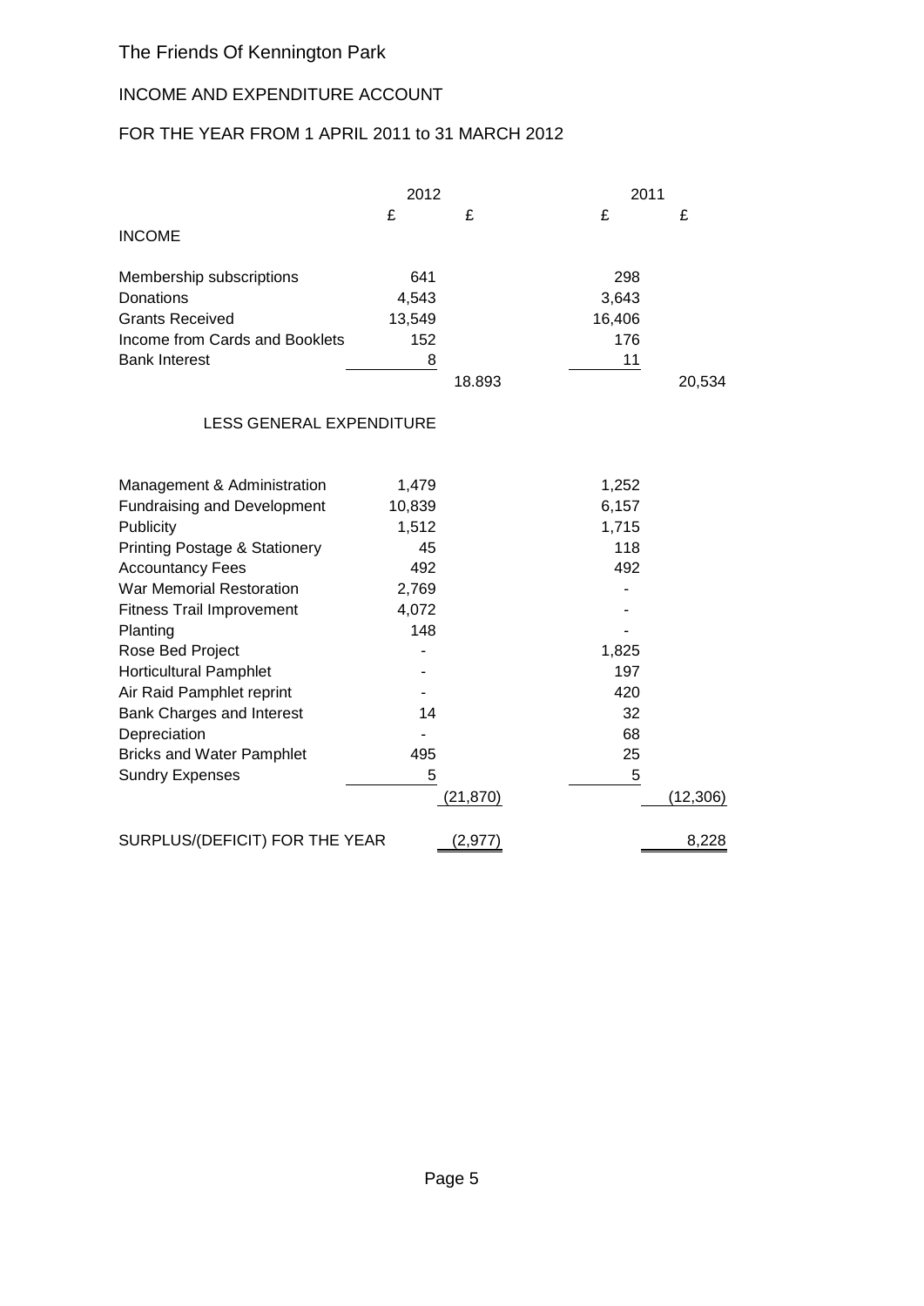The Friends Of Kennington Park

INCOME AND EXPENDITURE ACCOUNT

FOR THE YEAR FROM 1 APRIL 2011 to 31 MARCH 2012

| | 2012 | | 2011 | |
|---|---|---|---|---|
| | £ | £ | £ | £ |
| **INCOME** | | | | |
| Membership subscriptions | 641 | | 298 | |
| Donations | 4,543 | | 3,643 | |
| Grants Received | 13,549 | | 16,406 | |
| Income from Cards and Booklets | 152 | | 176 | |
| Bank Interest | 8 | | 11 | |
| | | 18.893 | | 20,534 |
| LESS GENERAL EXPENDITURE | | | | |
| Management & Administration | 1,479 | | 1,252 | |
| Fundraising and Development | 10,839 | | 6,157 | |
| Publicity | 1,512 | | 1,715 | |
| Printing Postage & Stationery | 45 | | 118 | |
| Accountancy Fees | 492 | | 492 | |
| War Memorial Restoration | 2,769 | | - | |
| Fitness Trail Improvement | 4,072 | | - | |
| Planting | 148 | | - | |
| Rose Bed Project | - | | 1,825 | |
| Horticultural Pamphlet | - | | 197 | |
| Air Raid Pamphlet reprint | - | | 420 | |
| Bank Charges and Interest | 14 | | 32 | |
| Depreciation | - | | 68 | |
| Bricks and Water Pamphlet | 495 | | 25 | |
| Sundry Expenses | 5 | | 5 | |
| | | (21,870) | | (12,306) |
| SURPLUS/(DEFICIT) FOR THE YEAR | | (2,977) | | 8,228 |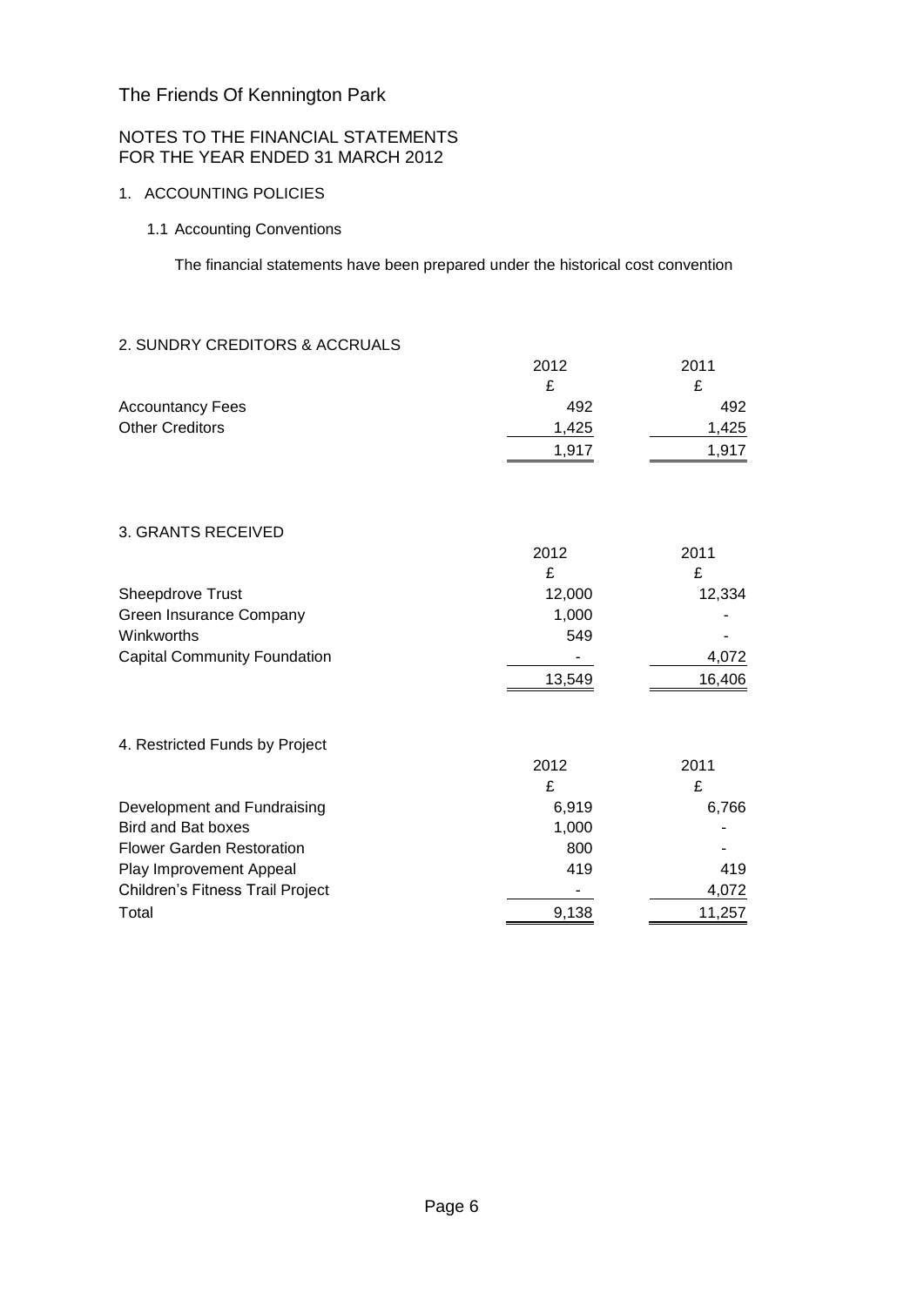# The Friends Of Kennington Park

## NOTES TO THE FINANCIAL STATEMENTS
## FOR THE YEAR ENDED 31 MARCH 2012

### 1. ACCOUNTING POLICIES

#### 1.1 Accounting Conventions

The financial statements have been prepared under the historical cost convention

### 2. SUNDRY CREDITORS & ACCRUALS

| | 2012 | 2011 |
|---|---|---|
| | £ | £ |
| Accountancy Fees | 492 | 492 |
| Other Creditors | 1,425 | 1,425 |
| | 1,917 | 1,917 |

### 3. GRANTS RECEIVED

| | 2012 | 2011 |
|---|---|---|
| | £ | £ |
| Sheepdrove Trust | 12,000 | 12,334 |
| Green Insurance Company | 1,000 | - |
| Winkworths | 549 | - |
| Capital Community Foundation | - | 4,072 |
| | 13,549 | 16,406 |

### 4. Restricted Funds by Project

| | 2012 | 2011 |
|---|---|---|
| | £ | £ |
| Development and Fundraising | 6,919 | 6,766 |
| Bird and Bat boxes | 1,000 | - |
| Flower Garden Restoration | 800 | - |
| Play Improvement Appeal | 419 | 419 |
| Children's Fitness Trail Project | - | 4,072 |
| Total | 9,138 | 11,257 |